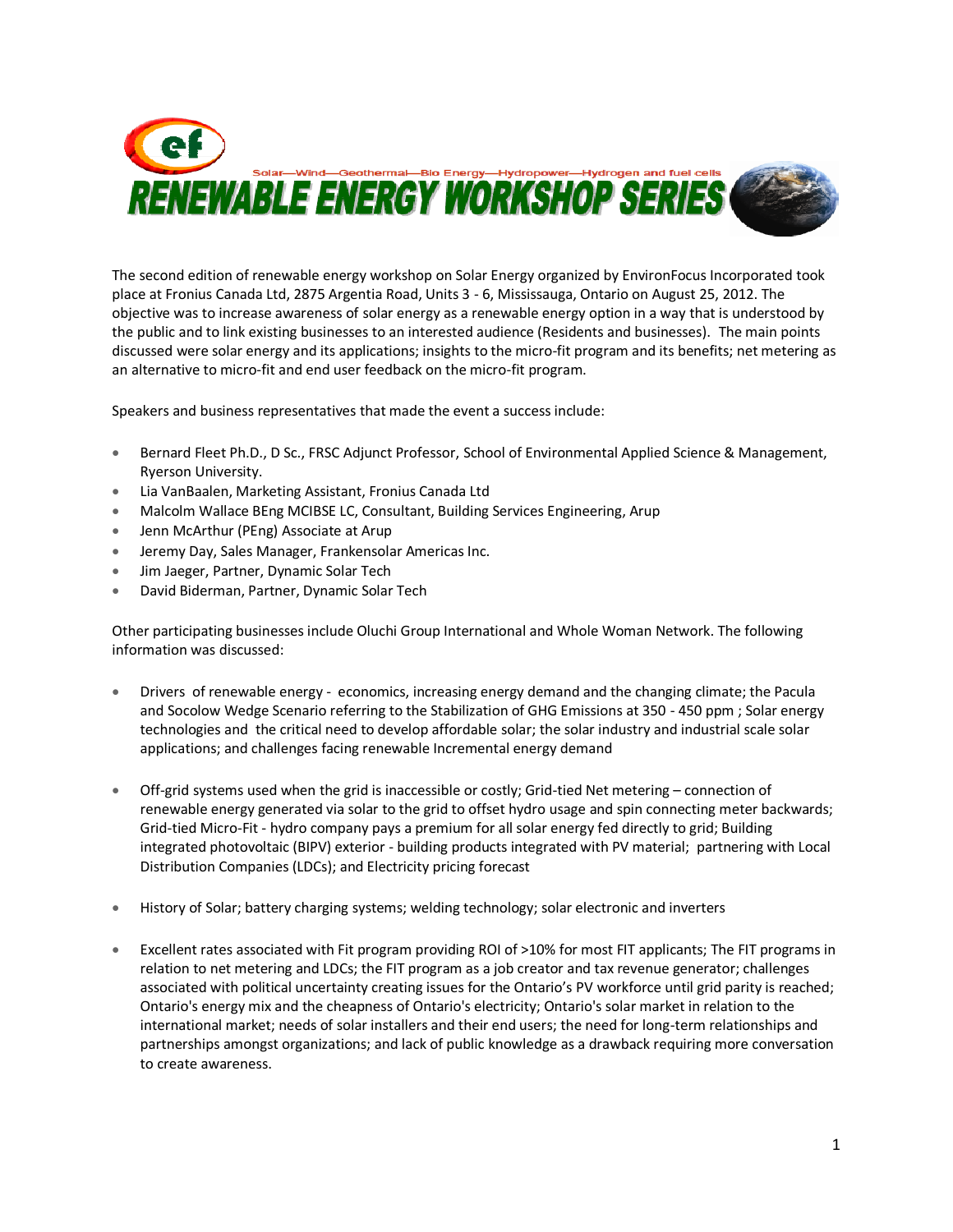Solar—Wind—Geothermal—Bio Energy—Hydropower—Hydrogen and fuel cells

# RENEWABLE ENERGY WORKSHOP SERIES

The second edition of renewable energy workshop on Solar Energy organized by EnvironFocus Incorporated took place at Fronius Canada Ltd, 2875 Argentia Road, Units 3 - 6, Mississauga, Ontario on August 25, 2012. The objective was to increase awareness of solar energy as a renewable energy option in a way that is understood by the public and to link existing businesses to an interested audience (Residents and businesses). The main points discussed were solar energy and its applications; insights to the micro-fit program and its benefits; net metering as an alternative to micro-fit and end user feedback on the micro-fit program.

Speakers and business representatives that made the event a success include:

- Bernard Fleet Ph.D., D Sc., FRSC Adjunct Professor, School of Environmental Applied Science & Management, Ryerson University.
- Lia VanBaalen, Marketing Assistant, Fronius Canada Ltd
- Malcolm Wallace BEng MCIBSE LC, Consultant, Building Services Engineering, Arup
- Jenn McArthur (PEng) Associate at Arup
- Jeremy Day, Sales Manager, Frankensolar Americas Inc.
- Jim Jaeger, Partner, Dynamic Solar Tech
- David Biderman, Partner, Dynamic Solar Tech

Other participating businesses include Oluchi Group International and Whole Woman Network. The following information was discussed:

- Drivers of renewable energy - economics, increasing energy demand and the changing climate; the Pacula and Socolow Wedge Scenario referring to the Stabilization of GHG Emissions at 350 - 450 ppm ; Solar energy technologies and the critical need to develop affordable solar; the solar industry and industrial scale solar applications; and challenges facing renewable Incremental energy demand

- Off-grid systems used when the grid is inaccessible or costly; Grid-tied Net metering – connection of renewable energy generated via solar to the grid to offset hydro usage and spin connecting meter backwards; Grid-tied Micro-Fit - hydro company pays a premium for all solar energy fed directly to grid; Building integrated photovoltaic (BIPV) exterior - building products integrated with PV material; partnering with Local Distribution Companies (LDCs); and Electricity pricing forecast

- History of Solar; battery charging systems; welding technology; solar electronic and inverters

- Excellent rates associated with Fit program providing ROI of >10% for most FIT applicants; The FIT programs in relation to net metering and LDCs; the FIT program as a job creator and tax revenue generator; challenges associated with political uncertainty creating issues for the Ontario's PV workforce until grid parity is reached; Ontario's energy mix and the cheapness of Ontario's electricity; Ontario's solar market in relation to the international market; needs of solar installers and their end users; the need for long-term relationships and partnerships amongst organizations; and lack of public knowledge as a drawback requiring more conversation to create awareness.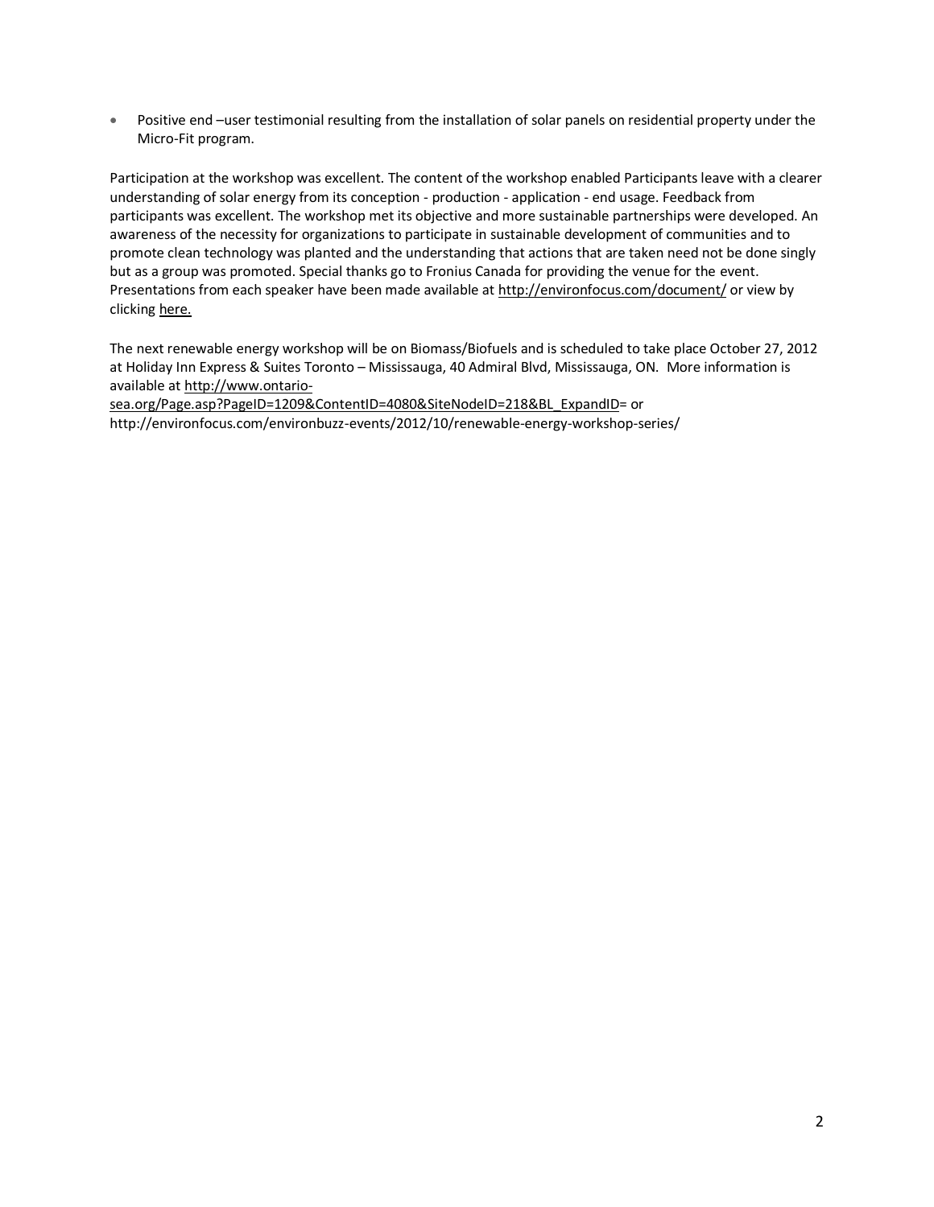- Positive end –user testimonial resulting from the installation of solar panels on residential property under the Micro-Fit program.

Participation at the workshop was excellent. The content of the workshop enabled Participants leave with a clearer understanding of solar energy from its conception - production - application - end usage. Feedback from participants was excellent. The workshop met its objective and more sustainable partnerships were developed. An awareness of the necessity for organizations to participate in sustainable development of communities and to promote clean technology was planted and the understanding that actions that are taken need not be done singly but as a group was promoted. Special thanks go to Fronius Canada for providing the venue for the event. Presentations from each speaker have been made available at http://environfocus.com/document/ or view by clicking here.

The next renewable energy workshop will be on Biomass/Biofuels and is scheduled to take place October 27, 2012 at Holiday Inn Express & Suites Toronto – Mississauga, 40 Admiral Blvd, Mississauga, ON. More information is available at http://www.ontario-sea.org/Page.asp?PageID=1209&ContentID=4080&SiteNodeID=218&BL_ExpandID= or http://environfocus.com/environbuzz-events/2012/10/renewable-energy-workshop-series/